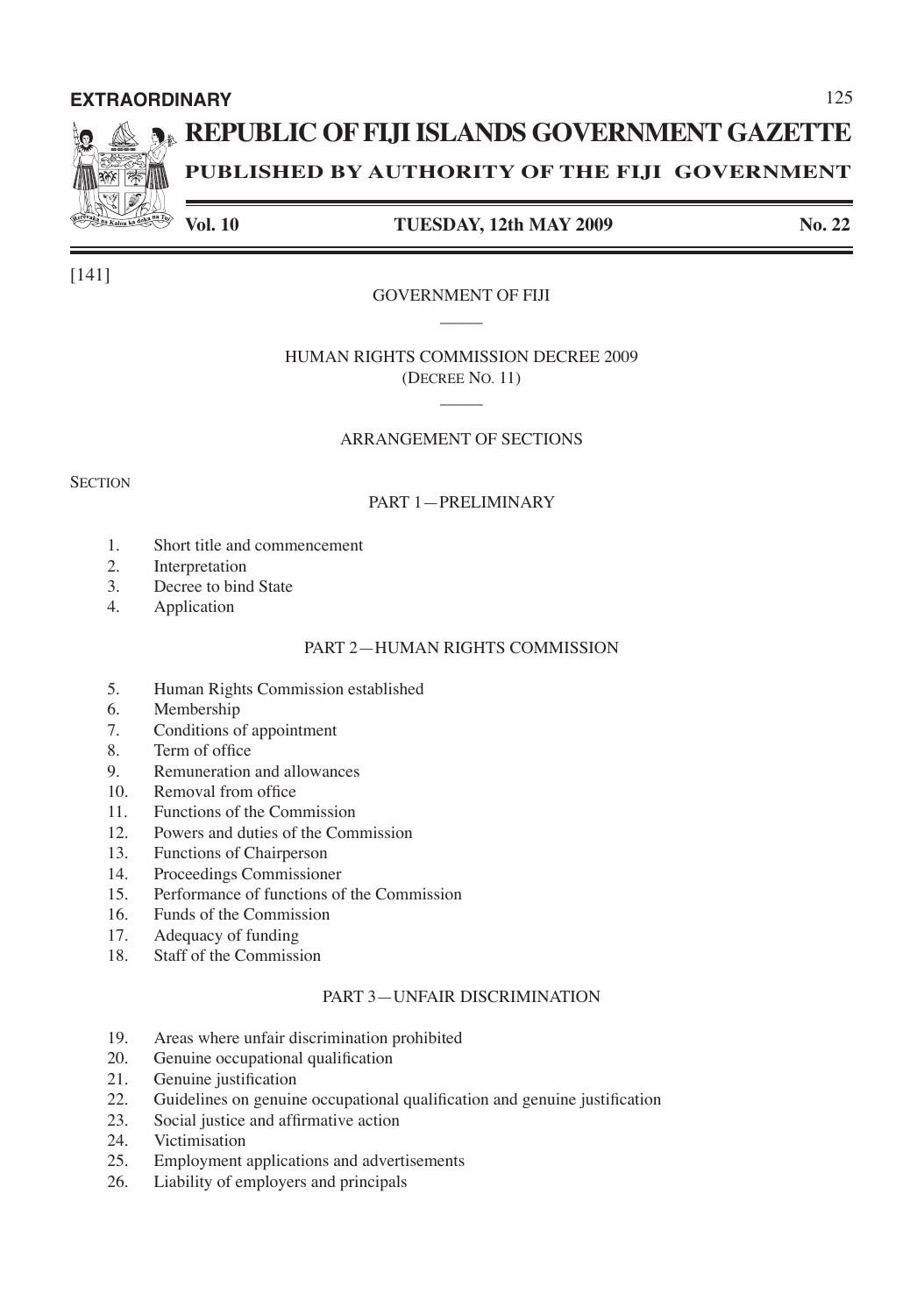**EXTRAORDINARY**

# REPUBLIC OF FIJI ISLANDS GOVERNMENT GAZETTE

**PUBLISHED BY AUTHORITY OF THE FIJI GOVERNMENT**

**Vol. 10** **TUESDAY, 12th MAY 2009** **No. 22**

[141]

GOVERNMENT OF FIJI

HUMAN RIGHTS COMMISSION DECREE 2009
(DECREE NO. 11)

ARRANGEMENT OF SECTIONS

SECTION

PART 1—PRELIMINARY

1. Short title and commencement
2. Interpretation
3. Decree to bind State
4. Application

PART 2—HUMAN RIGHTS COMMISSION

5. Human Rights Commission established
6. Membership
7. Conditions of appointment
8. Term of office
9. Remuneration and allowances
10. Removal from office
11. Functions of the Commission
12. Powers and duties of the Commission
13. Functions of Chairperson
14. Proceedings Commissioner
15. Performance of functions of the Commission
16. Funds of the Commission
17. Adequacy of funding
18. Staff of the Commission

PART 3—UNFAIR DISCRIMINATION

19. Areas where unfair discrimination prohibited
20. Genuine occupational qualification
21. Genuine justification
22. Guidelines on genuine occupational qualification and genuine justification
23. Social justice and affirmative action
24. Victimisation
25. Employment applications and advertisements
26. Liability of employers and principals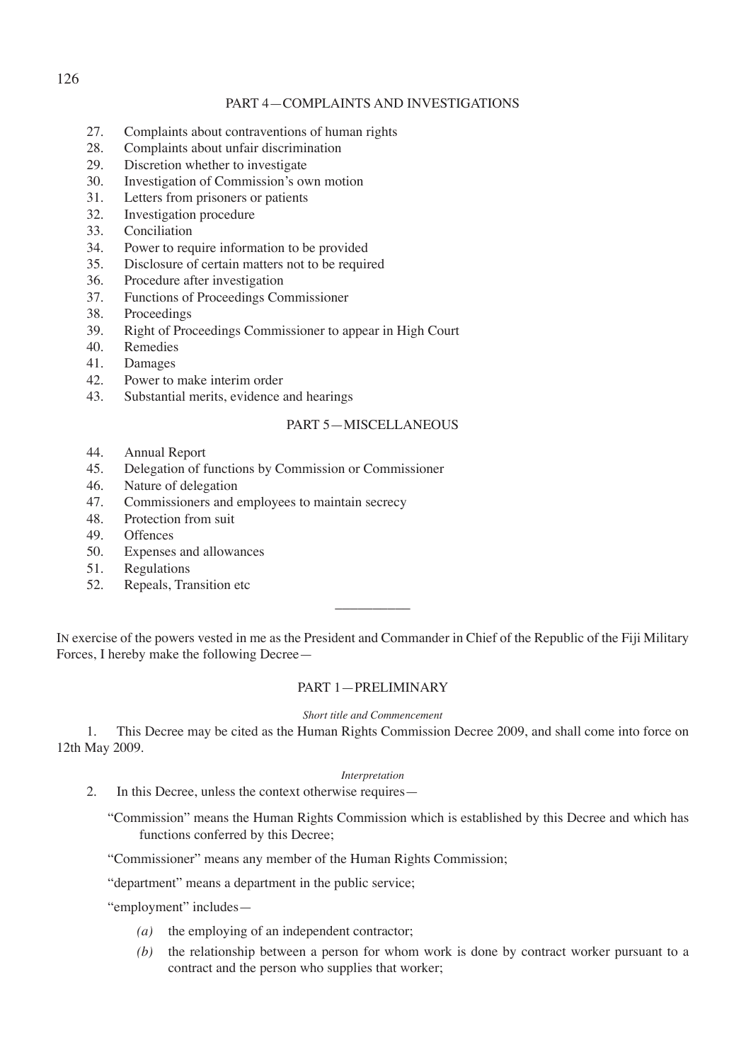## PART 4—COMPLAINTS AND INVESTIGATIONS

27. Complaints about contraventions of human rights
28. Complaints about unfair discrimination
29. Discretion whether to investigate
30. Investigation of Commission's own motion
31. Letters from prisoners or patients
32. Investigation procedure
33. Conciliation
34. Power to require information to be provided
35. Disclosure of certain matters not to be required
36. Procedure after investigation
37. Functions of Proceedings Commissioner
38. Proceedings
39. Right of Proceedings Commissioner to appear in High Court
40. Remedies
41. Damages
42. Power to make interim order
43. Substantial merits, evidence and hearings

## PART 5—MISCELLANEOUS

44. Annual Report
45. Delegation of functions by Commission or Commissioner
46. Nature of delegation
47. Commissioners and employees to maintain secrecy
48. Protection from suit
49. Offences
50. Expenses and allowances
51. Regulations
52. Repeals, Transition etc

---

IN exercise of the powers vested in me as the President and Commander in Chief of the Republic of the Fiji Military Forces, I hereby make the following Decree—

## PART 1—PRELIMINARY

*Short title and Commencement*

1. This Decree may be cited as the Human Rights Commission Decree 2009, and shall come into force on 12th May 2009.

*Interpretation*

2. In this Decree, unless the context otherwise requires—

"Commission" means the Human Rights Commission which is established by this Decree and which has functions conferred by this Decree;

"Commissioner" means any member of the Human Rights Commission;

"department" means a department in the public service;

"employment" includes—

*(a)* the employing of an independent contractor;

*(b)* the relationship between a person for whom work is done by contract worker pursuant to a contract and the person who supplies that worker;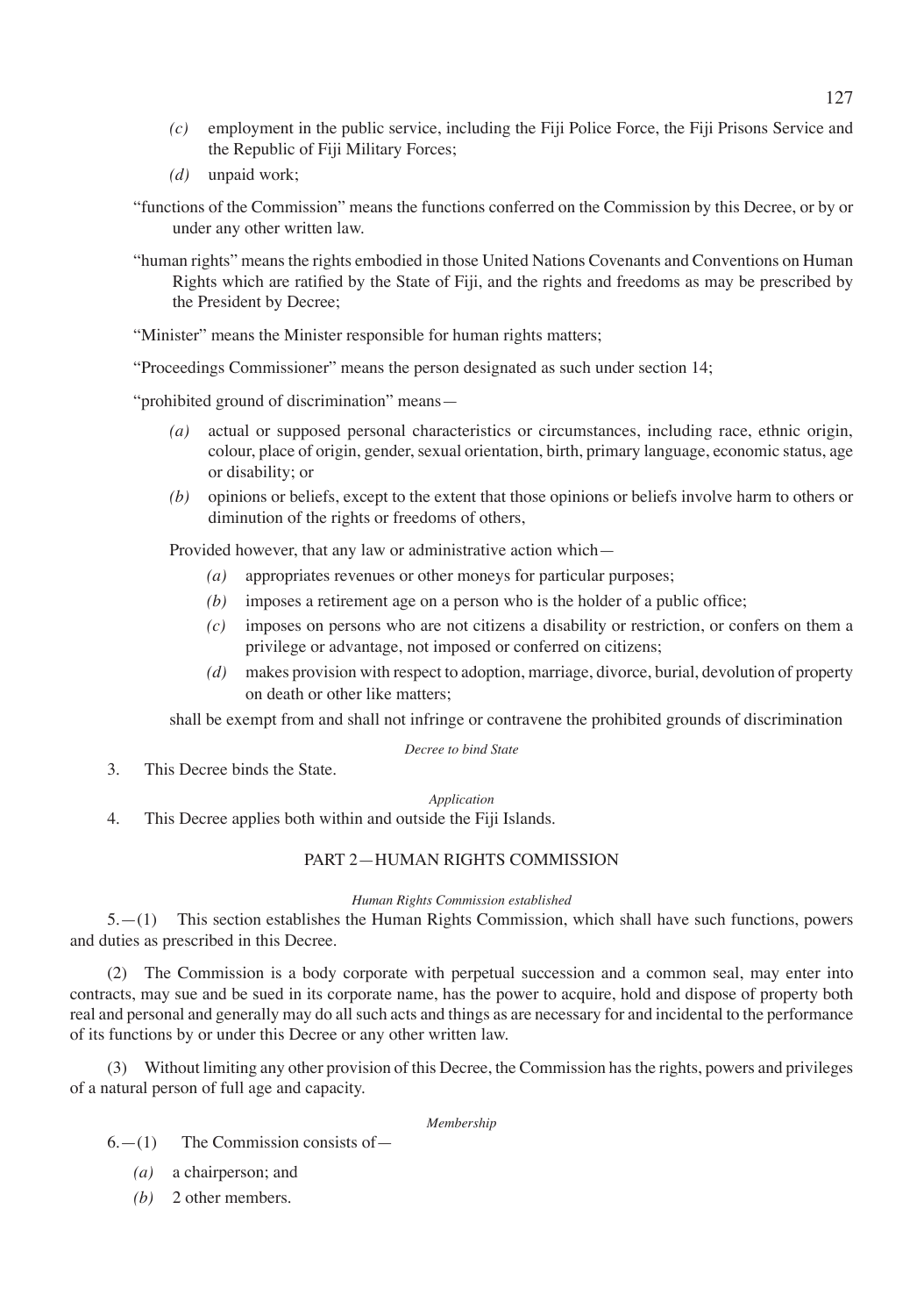*(c)* employment in the public service, including the Fiji Police Force, the Fiji Prisons Service and the Republic of Fiji Military Forces;

*(d)* unpaid work;

"functions of the Commission" means the functions conferred on the Commission by this Decree, or by or under any other written law.

"human rights" means the rights embodied in those United Nations Covenants and Conventions on Human Rights which are ratified by the State of Fiji, and the rights and freedoms as may be prescribed by the President by Decree;

"Minister" means the Minister responsible for human rights matters;

"Proceedings Commissioner" means the person designated as such under section 14;

"prohibited ground of discrimination" means—

*(a)* actual or supposed personal characteristics or circumstances, including race, ethnic origin, colour, place of origin, gender, sexual orientation, birth, primary language, economic status, age or disability; or

*(b)* opinions or beliefs, except to the extent that those opinions or beliefs involve harm to others or diminution of the rights or freedoms of others,

Provided however, that any law or administrative action which—

*(a)* appropriates revenues or other moneys for particular purposes;

*(b)* imposes a retirement age on a person who is the holder of a public office;

*(c)* imposes on persons who are not citizens a disability or restriction, or confers on them a privilege or advantage, not imposed or conferred on citizens;

*(d)* makes provision with respect to adoption, marriage, divorce, burial, devolution of property on death or other like matters;

shall be exempt from and shall not infringe or contravene the prohibited grounds of discrimination

*Decree to bind State*

3. This Decree binds the State.

*Application*

4. This Decree applies both within and outside the Fiji Islands.

## PART 2—HUMAN RIGHTS COMMISSION

*Human Rights Commission established*

5.—(1) This section establishes the Human Rights Commission, which shall have such functions, powers and duties as prescribed in this Decree.

(2) The Commission is a body corporate with perpetual succession and a common seal, may enter into contracts, may sue and be sued in its corporate name, has the power to acquire, hold and dispose of property both real and personal and generally may do all such acts and things as are necessary for and incidental to the performance of its functions by or under this Decree or any other written law.

(3) Without limiting any other provision of this Decree, the Commission has the rights, powers and privileges of a natural person of full age and capacity.

*Membership*

6.—(1) The Commission consists of—

*(a)* a chairperson; and

*(b)* 2 other members.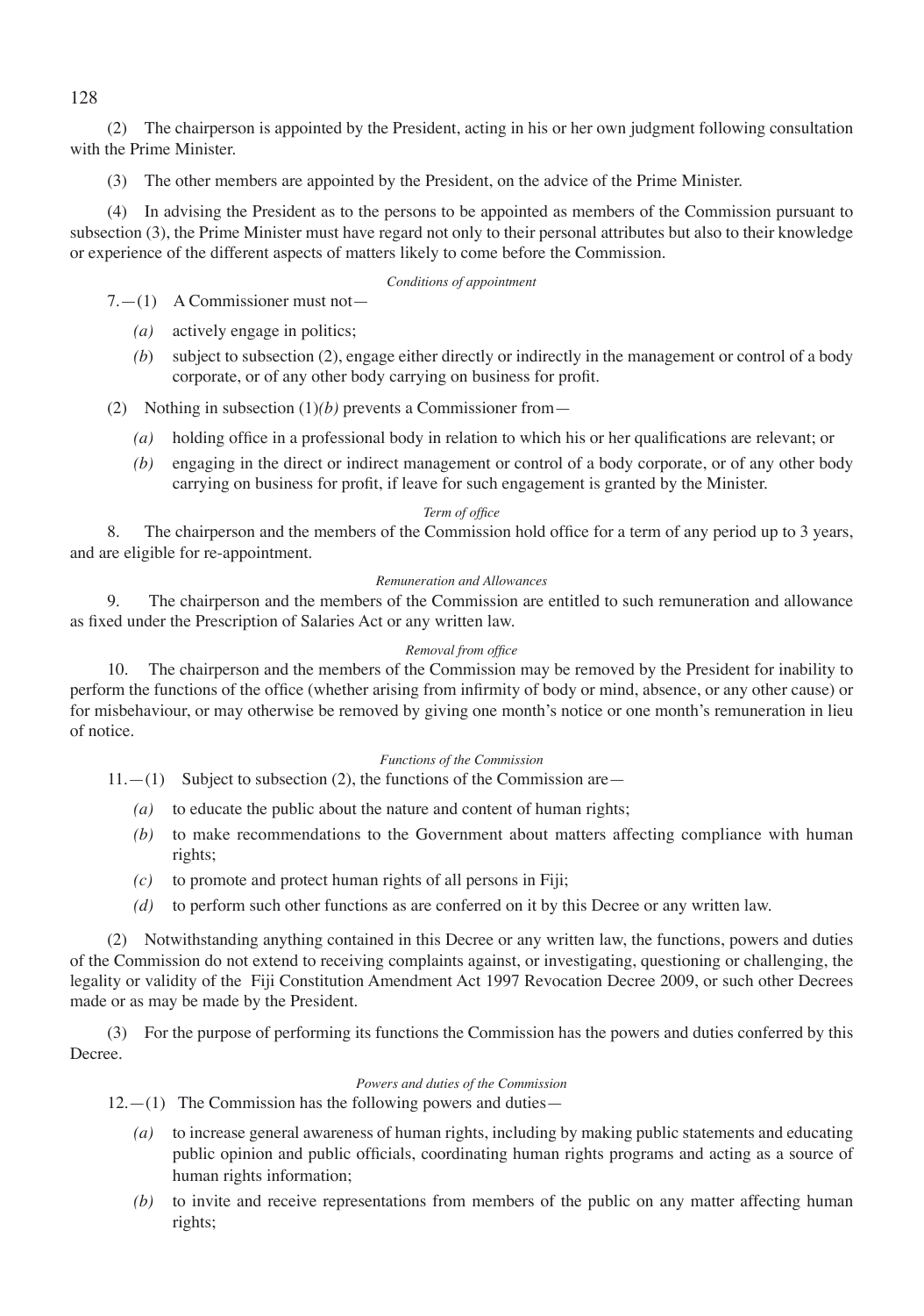(2) The chairperson is appointed by the President, acting in his or her own judgment following consultation with the Prime Minister.

(3) The other members are appointed by the President, on the advice of the Prime Minister.

(4) In advising the President as to the persons to be appointed as members of the Commission pursuant to subsection (3), the Prime Minister must have regard not only to their personal attributes but also to their knowledge or experience of the different aspects of matters likely to come before the Commission.

*Conditions of appointment*

7.—(1) A Commissioner must not—

*(a)* actively engage in politics;

*(b)* subject to subsection (2), engage either directly or indirectly in the management or control of a body corporate, or of any other body carrying on business for profit.

(2) Nothing in subsection (1)*(b)* prevents a Commissioner from—

*(a)* holding office in a professional body in relation to which his or her qualifications are relevant; or

*(b)* engaging in the direct or indirect management or control of a body corporate, or of any other body carrying on business for profit, if leave for such engagement is granted by the Minister.

*Term of office*

8. The chairperson and the members of the Commission hold office for a term of any period up to 3 years, and are eligible for re-appointment.

*Remuneration and Allowances*

9. The chairperson and the members of the Commission are entitled to such remuneration and allowance as fixed under the Prescription of Salaries Act or any written law.

*Removal from office*

10. The chairperson and the members of the Commission may be removed by the President for inability to perform the functions of the office (whether arising from infirmity of body or mind, absence, or any other cause) or for misbehaviour, or may otherwise be removed by giving one month's notice or one month's remuneration in lieu of notice.

*Functions of the Commission*

11.—(1) Subject to subsection (2), the functions of the Commission are—

*(a)* to educate the public about the nature and content of human rights;

*(b)* to make recommendations to the Government about matters affecting compliance with human rights;

*(c)* to promote and protect human rights of all persons in Fiji;

*(d)* to perform such other functions as are conferred on it by this Decree or any written law.

(2) Notwithstanding anything contained in this Decree or any written law, the functions, powers and duties of the Commission do not extend to receiving complaints against, or investigating, questioning or challenging, the legality or validity of the Fiji Constitution Amendment Act 1997 Revocation Decree 2009, or such other Decrees made or as may be made by the President.

(3) For the purpose of performing its functions the Commission has the powers and duties conferred by this Decree.

*Powers and duties of the Commission*

12.—(1) The Commission has the following powers and duties—

*(a)* to increase general awareness of human rights, including by making public statements and educating public opinion and public officials, coordinating human rights programs and acting as a source of human rights information;

*(b)* to invite and receive representations from members of the public on any matter affecting human rights;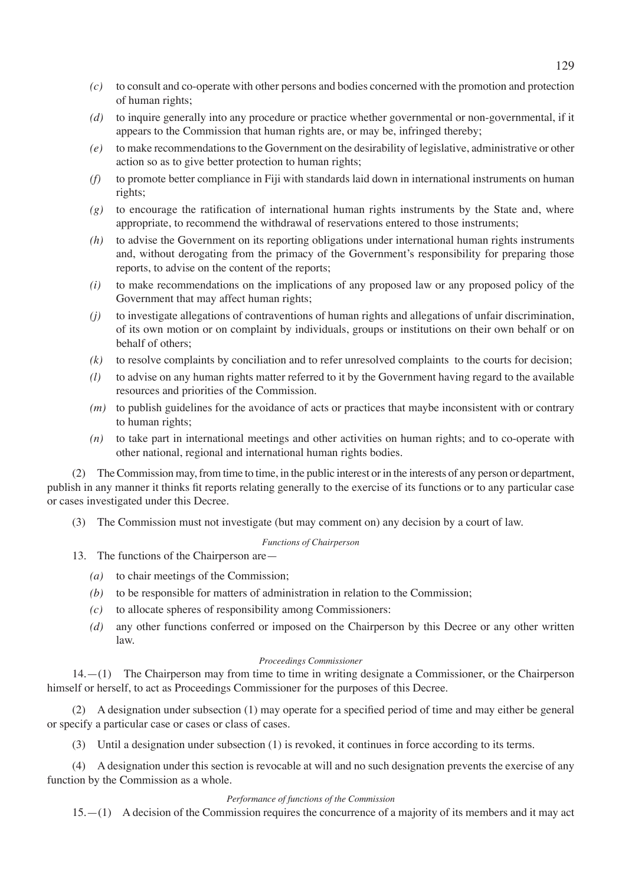*(c)* to consult and co-operate with other persons and bodies concerned with the promotion and protection of human rights;

*(d)* to inquire generally into any procedure or practice whether governmental or non-governmental, if it appears to the Commission that human rights are, or may be, infringed thereby;

*(e)* to make recommendations to the Government on the desirability of legislative, administrative or other action so as to give better protection to human rights;

*(f)* to promote better compliance in Fiji with standards laid down in international instruments on human rights;

*(g)* to encourage the ratification of international human rights instruments by the State and, where appropriate, to recommend the withdrawal of reservations entered to those instruments;

*(h)* to advise the Government on its reporting obligations under international human rights instruments and, without derogating from the primacy of the Government's responsibility for preparing those reports, to advise on the content of the reports;

*(i)* to make recommendations on the implications of any proposed law or any proposed policy of the Government that may affect human rights;

*(j)* to investigate allegations of contraventions of human rights and allegations of unfair discrimination, of its own motion or on complaint by individuals, groups or institutions on their own behalf or on behalf of others;

*(k)* to resolve complaints by conciliation and to refer unresolved complaints to the courts for decision;

*(l)* to advise on any human rights matter referred to it by the Government having regard to the available resources and priorities of the Commission.

*(m)* to publish guidelines for the avoidance of acts or practices that maybe inconsistent with or contrary to human rights;

*(n)* to take part in international meetings and other activities on human rights; and to co-operate with other national, regional and international human rights bodies.

(2) The Commission may, from time to time, in the public interest or in the interests of any person or department, publish in any manner it thinks fit reports relating generally to the exercise of its functions or to any particular case or cases investigated under this Decree.

(3) The Commission must not investigate (but may comment on) any decision by a court of law.

*Functions of Chairperson*

13. The functions of the Chairperson are—

*(a)* to chair meetings of the Commission;

*(b)* to be responsible for matters of administration in relation to the Commission;

*(c)* to allocate spheres of responsibility among Commissioners:

*(d)* any other functions conferred or imposed on the Chairperson by this Decree or any other written law.

*Proceedings Commissioner*

14.—(1) The Chairperson may from time to time in writing designate a Commissioner, or the Chairperson himself or herself, to act as Proceedings Commissioner for the purposes of this Decree.

(2) A designation under subsection (1) may operate for a specified period of time and may either be general or specify a particular case or cases or class of cases.

(3) Until a designation under subsection (1) is revoked, it continues in force according to its terms.

(4) A designation under this section is revocable at will and no such designation prevents the exercise of any function by the Commission as a whole.

*Performance of functions of the Commission*

15.—(1) A decision of the Commission requires the concurrence of a majority of its members and it may act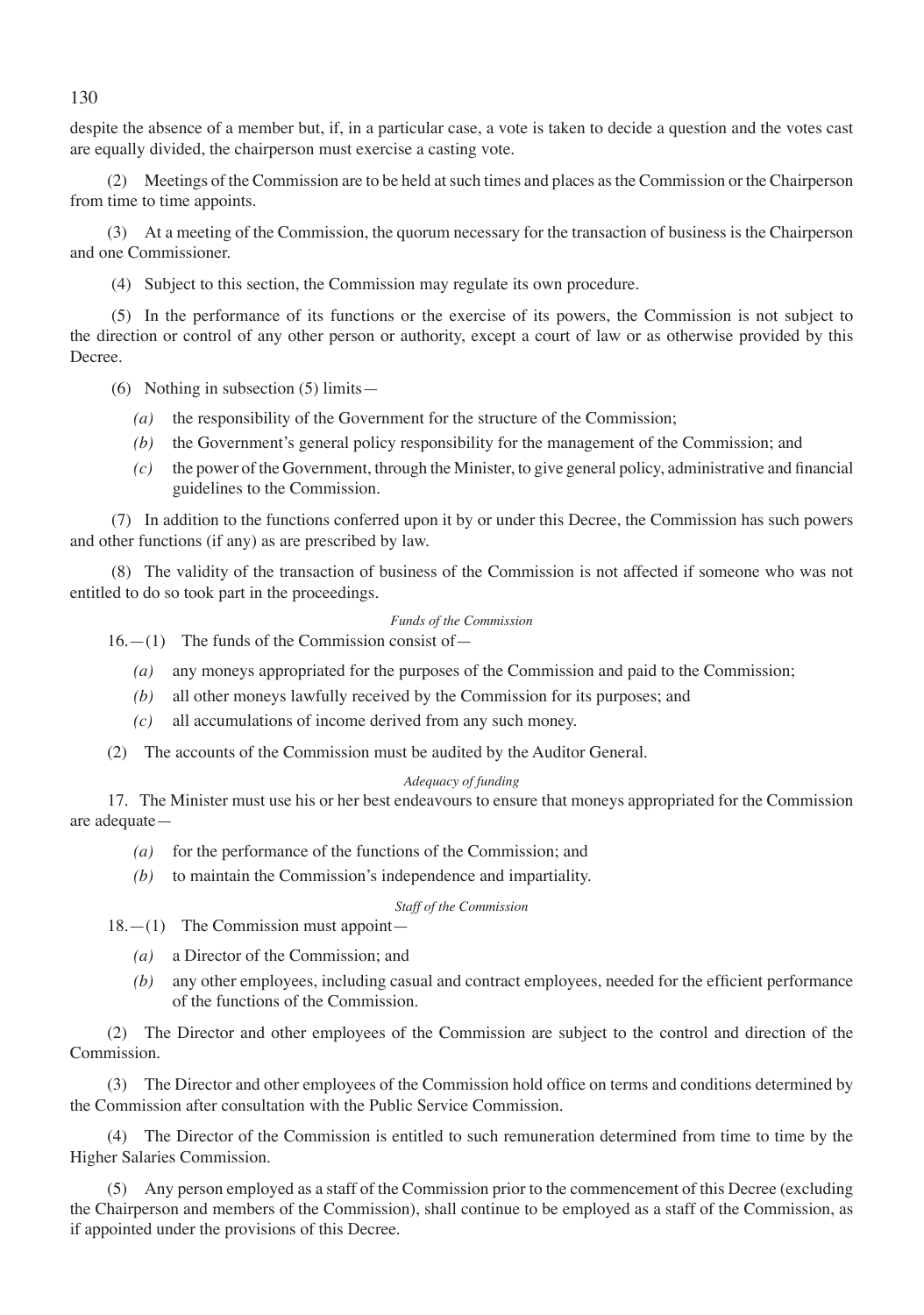despite the absence of a member but, if, in a particular case, a vote is taken to decide a question and the votes cast are equally divided, the chairperson must exercise a casting vote.

(2) Meetings of the Commission are to be held at such times and places as the Commission or the Chairperson from time to time appoints.

(3) At a meeting of the Commission, the quorum necessary for the transaction of business is the Chairperson and one Commissioner.

(4) Subject to this section, the Commission may regulate its own procedure.

(5) In the performance of its functions or the exercise of its powers, the Commission is not subject to the direction or control of any other person or authority, except a court of law or as otherwise provided by this Decree.

(6) Nothing in subsection (5) limits—

*(a)* the responsibility of the Government for the structure of the Commission;

*(b)* the Government's general policy responsibility for the management of the Commission; and

*(c)* the power of the Government, through the Minister, to give general policy, administrative and financial guidelines to the Commission.

(7) In addition to the functions conferred upon it by or under this Decree, the Commission has such powers and other functions (if any) as are prescribed by law.

(8) The validity of the transaction of business of the Commission is not affected if someone who was not entitled to do so took part in the proceedings.

*Funds of the Commission*

16.—(1) The funds of the Commission consist of—

*(a)* any moneys appropriated for the purposes of the Commission and paid to the Commission;

*(b)* all other moneys lawfully received by the Commission for its purposes; and

*(c)* all accumulations of income derived from any such money.

(2) The accounts of the Commission must be audited by the Auditor General.

*Adequacy of funding*

17. The Minister must use his or her best endeavours to ensure that moneys appropriated for the Commission are adequate—

*(a)* for the performance of the functions of the Commission; and

*(b)* to maintain the Commission's independence and impartiality.

*Staff of the Commission*

18.—(1) The Commission must appoint—

*(a)* a Director of the Commission; and

*(b)* any other employees, including casual and contract employees, needed for the efficient performance of the functions of the Commission.

(2) The Director and other employees of the Commission are subject to the control and direction of the Commission.

(3) The Director and other employees of the Commission hold office on terms and conditions determined by the Commission after consultation with the Public Service Commission.

(4) The Director of the Commission is entitled to such remuneration determined from time to time by the Higher Salaries Commission.

(5) Any person employed as a staff of the Commission prior to the commencement of this Decree (excluding the Chairperson and members of the Commission), shall continue to be employed as a staff of the Commission, as if appointed under the provisions of this Decree.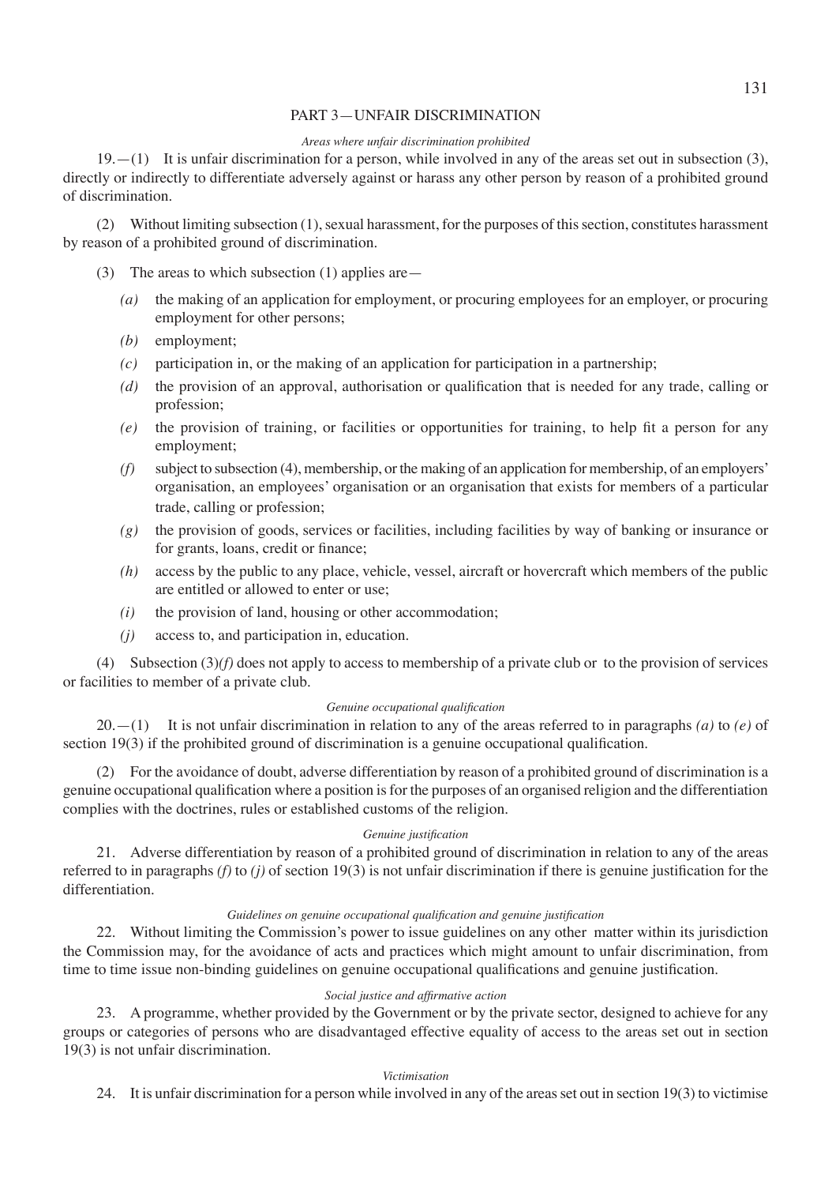## PART 3—UNFAIR DISCRIMINATION

*Areas where unfair discrimination prohibited*

19.—(1) It is unfair discrimination for a person, while involved in any of the areas set out in subsection (3), directly or indirectly to differentiate adversely against or harass any other person by reason of a prohibited ground of discrimination.

(2) Without limiting subsection (1), sexual harassment, for the purposes of this section, constitutes harassment by reason of a prohibited ground of discrimination.

(3) The areas to which subsection (1) applies are—

*(a)* the making of an application for employment, or procuring employees for an employer, or procuring employment for other persons;

*(b)* employment;

*(c)* participation in, or the making of an application for participation in a partnership;

*(d)* the provision of an approval, authorisation or qualification that is needed for any trade, calling or profession;

*(e)* the provision of training, or facilities or opportunities for training, to help fit a person for any employment;

*(f)* subject to subsection (4), membership, or the making of an application for membership, of an employers' organisation, an employees' organisation or an organisation that exists for members of a particular trade, calling or profession;

*(g)* the provision of goods, services or facilities, including facilities by way of banking or insurance or for grants, loans, credit or finance;

*(h)* access by the public to any place, vehicle, vessel, aircraft or hovercraft which members of the public are entitled or allowed to enter or use;

*(i)* the provision of land, housing or other accommodation;

*(j)* access to, and participation in, education.

(4) Subsection (3)*(f)* does not apply to access to membership of a private club or to the provision of services or facilities to member of a private club.

*Genuine occupational qualification*

20.—(1) It is not unfair discrimination in relation to any of the areas referred to in paragraphs *(a)* to *(e)* of section 19(3) if the prohibited ground of discrimination is a genuine occupational qualification.

(2) For the avoidance of doubt, adverse differentiation by reason of a prohibited ground of discrimination is a genuine occupational qualification where a position is for the purposes of an organised religion and the differentiation complies with the doctrines, rules or established customs of the religion.

*Genuine justification*

21. Adverse differentiation by reason of a prohibited ground of discrimination in relation to any of the areas referred to in paragraphs *(f)* to *(j)* of section 19(3) is not unfair discrimination if there is genuine justification for the differentiation.

*Guidelines on genuine occupational qualification and genuine justification*

22. Without limiting the Commission's power to issue guidelines on any other matter within its jurisdiction the Commission may, for the avoidance of acts and practices which might amount to unfair discrimination, from time to time issue non-binding guidelines on genuine occupational qualifications and genuine justification.

*Social justice and affirmative action*

23. A programme, whether provided by the Government or by the private sector, designed to achieve for any groups or categories of persons who are disadvantaged effective equality of access to the areas set out in section 19(3) is not unfair discrimination.

*Victimisation*

24. It is unfair discrimination for a person while involved in any of the areas set out in section 19(3) to victimise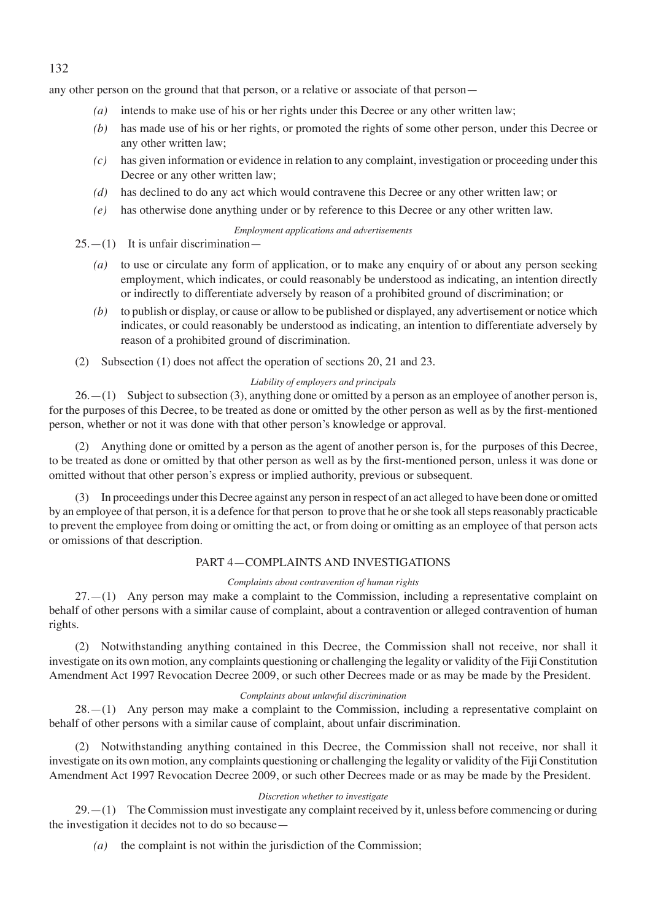any other person on the ground that that person, or a relative or associate of that person—

- *(a)* intends to make use of his or her rights under this Decree or any other written law;
- *(b)* has made use of his or her rights, or promoted the rights of some other person, under this Decree or any other written law;
- *(c)* has given information or evidence in relation to any complaint, investigation or proceeding under this Decree or any other written law;
- *(d)* has declined to do any act which would contravene this Decree or any other written law; or
- *(e)* has otherwise done anything under or by reference to this Decree or any other written law.

*Employment applications and advertisements*

25.—(1) It is unfair discrimination—

- *(a)* to use or circulate any form of application, or to make any enquiry of or about any person seeking employment, which indicates, or could reasonably be understood as indicating, an intention directly or indirectly to differentiate adversely by reason of a prohibited ground of discrimination; or
- *(b)* to publish or display, or cause or allow to be published or displayed, any advertisement or notice which indicates, or could reasonably be understood as indicating, an intention to differentiate adversely by reason of a prohibited ground of discrimination.

(2) Subsection (1) does not affect the operation of sections 20, 21 and 23.

*Liability of employers and principals*

26.—(1) Subject to subsection (3), anything done or omitted by a person as an employee of another person is, for the purposes of this Decree, to be treated as done or omitted by the other person as well as by the first-mentioned person, whether or not it was done with that other person's knowledge or approval.

(2) Anything done or omitted by a person as the agent of another person is, for the purposes of this Decree, to be treated as done or omitted by that other person as well as by the first-mentioned person, unless it was done or omitted without that other person's express or implied authority, previous or subsequent.

(3) In proceedings under this Decree against any person in respect of an act alleged to have been done or omitted by an employee of that person, it is a defence for that person to prove that he or she took all steps reasonably practicable to prevent the employee from doing or omitting the act, or from doing or omitting as an employee of that person acts or omissions of that description.

## PART 4—COMPLAINTS AND INVESTIGATIONS

*Complaints about contravention of human rights*

27.—(1) Any person may make a complaint to the Commission, including a representative complaint on behalf of other persons with a similar cause of complaint, about a contravention or alleged contravention of human rights.

(2) Notwithstanding anything contained in this Decree, the Commission shall not receive, nor shall it investigate on its own motion, any complaints questioning or challenging the legality or validity of the Fiji Constitution Amendment Act 1997 Revocation Decree 2009, or such other Decrees made or as may be made by the President.

*Complaints about unlawful discrimination*

28.—(1) Any person may make a complaint to the Commission, including a representative complaint on behalf of other persons with a similar cause of complaint, about unfair discrimination.

(2) Notwithstanding anything contained in this Decree, the Commission shall not receive, nor shall it investigate on its own motion, any complaints questioning or challenging the legality or validity of the Fiji Constitution Amendment Act 1997 Revocation Decree 2009, or such other Decrees made or as may be made by the President.

*Discretion whether to investigate*

29.—(1) The Commission must investigate any complaint received by it, unless before commencing or during the investigation it decides not to do so because—

- *(a)* the complaint is not within the jurisdiction of the Commission;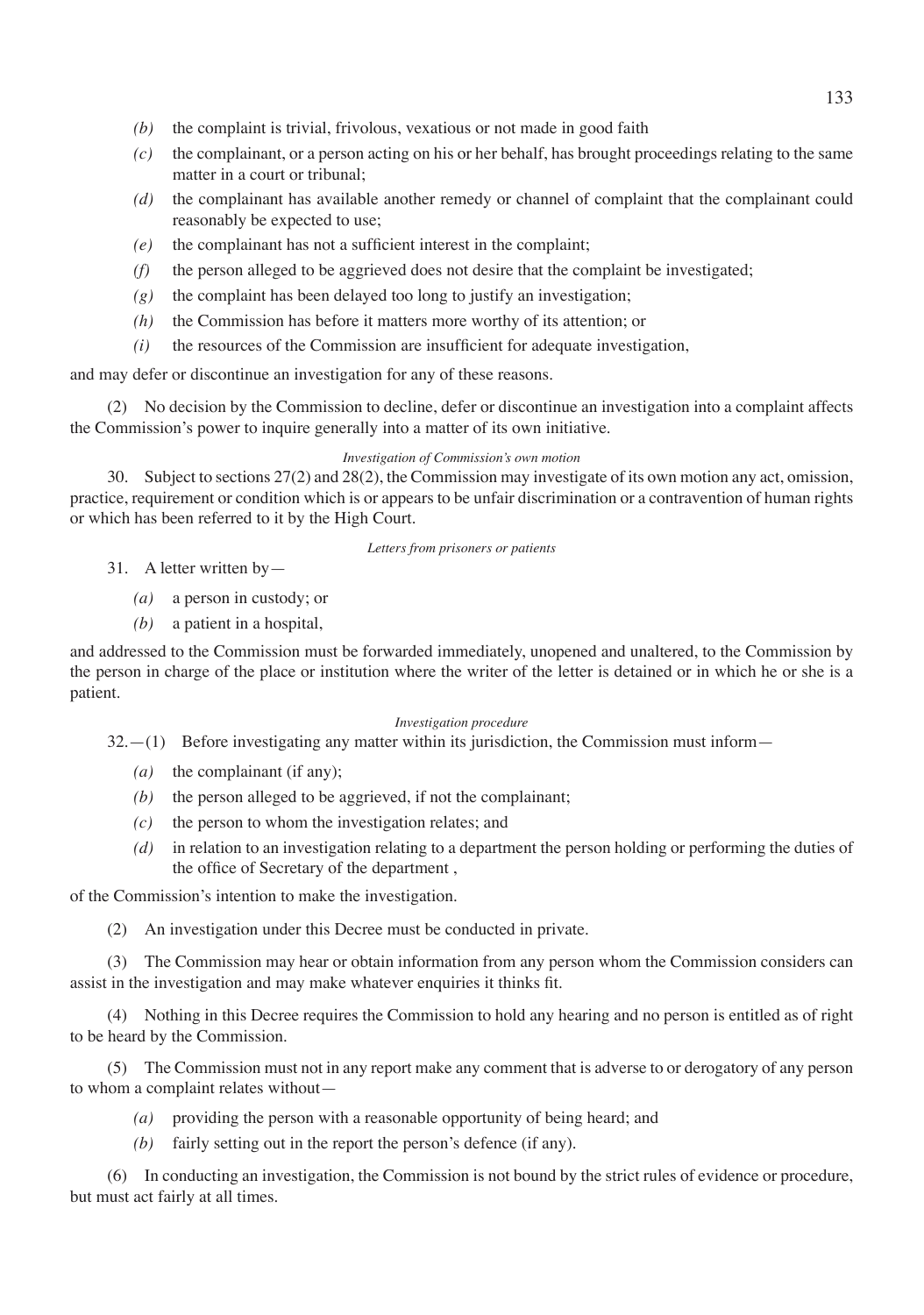*(b)* the complaint is trivial, frivolous, vexatious or not made in good faith

*(c)* the complainant, or a person acting on his or her behalf, has brought proceedings relating to the same matter in a court or tribunal;

*(d)* the complainant has available another remedy or channel of complaint that the complainant could reasonably be expected to use;

*(e)* the complainant has not a sufficient interest in the complaint;

*(f)* the person alleged to be aggrieved does not desire that the complaint be investigated;

*(g)* the complaint has been delayed too long to justify an investigation;

*(h)* the Commission has before it matters more worthy of its attention; or

*(i)* the resources of the Commission are insufficient for adequate investigation,

and may defer or discontinue an investigation for any of these reasons.

(2) No decision by the Commission to decline, defer or discontinue an investigation into a complaint affects the Commission's power to inquire generally into a matter of its own initiative.

*Investigation of Commission's own motion*

30. Subject to sections 27(2) and 28(2), the Commission may investigate of its own motion any act, omission, practice, requirement or condition which is or appears to be unfair discrimination or a contravention of human rights or which has been referred to it by the High Court.

*Letters from prisoners or patients*

31. A letter written by—

*(a)* a person in custody; or

*(b)* a patient in a hospital,

and addressed to the Commission must be forwarded immediately, unopened and unaltered, to the Commission by the person in charge of the place or institution where the writer of the letter is detained or in which he or she is a patient.

*Investigation procedure*

32.—(1) Before investigating any matter within its jurisdiction, the Commission must inform—

*(a)* the complainant (if any);

*(b)* the person alleged to be aggrieved, if not the complainant;

*(c)* the person to whom the investigation relates; and

*(d)* in relation to an investigation relating to a department the person holding or performing the duties of the office of Secretary of the department ,

of the Commission's intention to make the investigation.

(2) An investigation under this Decree must be conducted in private.

(3) The Commission may hear or obtain information from any person whom the Commission considers can assist in the investigation and may make whatever enquiries it thinks fit.

(4) Nothing in this Decree requires the Commission to hold any hearing and no person is entitled as of right to be heard by the Commission.

(5) The Commission must not in any report make any comment that is adverse to or derogatory of any person to whom a complaint relates without—

*(a)* providing the person with a reasonable opportunity of being heard; and

*(b)* fairly setting out in the report the person's defence (if any).

(6) In conducting an investigation, the Commission is not bound by the strict rules of evidence or procedure, but must act fairly at all times.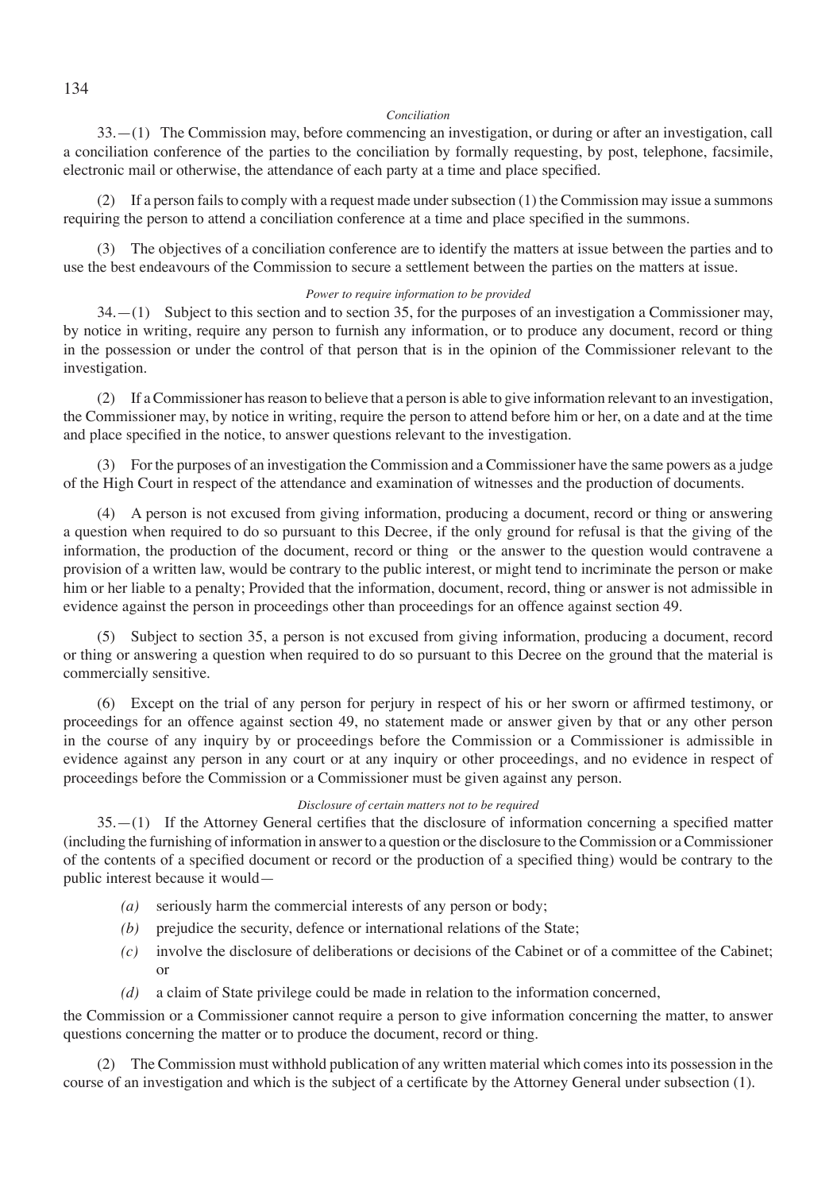*Conciliation*

33.—(1) The Commission may, before commencing an investigation, or during or after an investigation, call a conciliation conference of the parties to the conciliation by formally requesting, by post, telephone, facsimile, electronic mail or otherwise, the attendance of each party at a time and place specified.

(2) If a person fails to comply with a request made under subsection (1) the Commission may issue a summons requiring the person to attend a conciliation conference at a time and place specified in the summons.

(3) The objectives of a conciliation conference are to identify the matters at issue between the parties and to use the best endeavours of the Commission to secure a settlement between the parties on the matters at issue.

*Power to require information to be provided*

34.—(1) Subject to this section and to section 35, for the purposes of an investigation a Commissioner may, by notice in writing, require any person to furnish any information, or to produce any document, record or thing in the possession or under the control of that person that is in the opinion of the Commissioner relevant to the investigation.

(2) If a Commissioner has reason to believe that a person is able to give information relevant to an investigation, the Commissioner may, by notice in writing, require the person to attend before him or her, on a date and at the time and place specified in the notice, to answer questions relevant to the investigation.

(3) For the purposes of an investigation the Commission and a Commissioner have the same powers as a judge of the High Court in respect of the attendance and examination of witnesses and the production of documents.

(4) A person is not excused from giving information, producing a document, record or thing or answering a question when required to do so pursuant to this Decree, if the only ground for refusal is that the giving of the information, the production of the document, record or thing or the answer to the question would contravene a provision of a written law, would be contrary to the public interest, or might tend to incriminate the person or make him or her liable to a penalty; Provided that the information, document, record, thing or answer is not admissible in evidence against the person in proceedings other than proceedings for an offence against section 49.

(5) Subject to section 35, a person is not excused from giving information, producing a document, record or thing or answering a question when required to do so pursuant to this Decree on the ground that the material is commercially sensitive.

(6) Except on the trial of any person for perjury in respect of his or her sworn or affirmed testimony, or proceedings for an offence against section 49, no statement made or answer given by that or any other person in the course of any inquiry by or proceedings before the Commission or a Commissioner is admissible in evidence against any person in any court or at any inquiry or other proceedings, and no evidence in respect of proceedings before the Commission or a Commissioner must be given against any person.

*Disclosure of certain matters not to be required*

35.—(1) If the Attorney General certifies that the disclosure of information concerning a specified matter (including the furnishing of information in answer to a question or the disclosure to the Commission or a Commissioner of the contents of a specified document or record or the production of a specified thing) would be contrary to the public interest because it would—

*(a)* seriously harm the commercial interests of any person or body;

*(b)* prejudice the security, defence or international relations of the State;

*(c)* involve the disclosure of deliberations or decisions of the Cabinet or of a committee of the Cabinet; or

*(d)* a claim of State privilege could be made in relation to the information concerned,

the Commission or a Commissioner cannot require a person to give information concerning the matter, to answer questions concerning the matter or to produce the document, record or thing.

(2) The Commission must withhold publication of any written material which comes into its possession in the course of an investigation and which is the subject of a certificate by the Attorney General under subsection (1).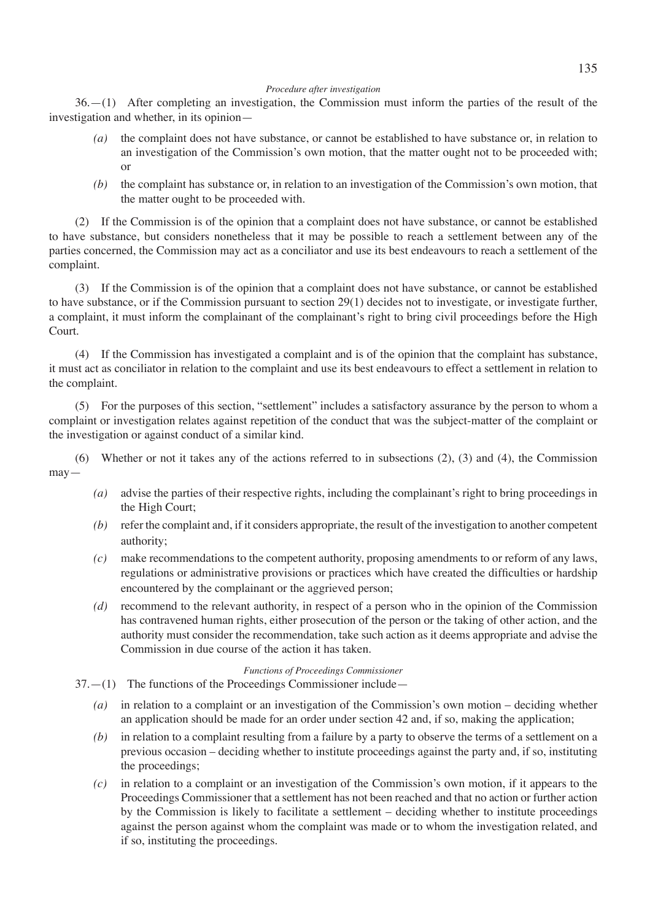*Procedure after investigation*

36.—(1) After completing an investigation, the Commission must inform the parties of the result of the investigation and whether, in its opinion—

*(a)* the complaint does not have substance, or cannot be established to have substance or, in relation to an investigation of the Commission's own motion, that the matter ought not to be proceeded with; or

*(b)* the complaint has substance or, in relation to an investigation of the Commission's own motion, that the matter ought to be proceeded with.

(2) If the Commission is of the opinion that a complaint does not have substance, or cannot be established to have substance, but considers nonetheless that it may be possible to reach a settlement between any of the parties concerned, the Commission may act as a conciliator and use its best endeavours to reach a settlement of the complaint.

(3) If the Commission is of the opinion that a complaint does not have substance, or cannot be established to have substance, or if the Commission pursuant to section 29(1) decides not to investigate, or investigate further, a complaint, it must inform the complainant of the complainant's right to bring civil proceedings before the High Court.

(4) If the Commission has investigated a complaint and is of the opinion that the complaint has substance, it must act as conciliator in relation to the complaint and use its best endeavours to effect a settlement in relation to the complaint.

(5) For the purposes of this section, "settlement" includes a satisfactory assurance by the person to whom a complaint or investigation relates against repetition of the conduct that was the subject-matter of the complaint or the investigation or against conduct of a similar kind.

(6) Whether or not it takes any of the actions referred to in subsections (2), (3) and (4), the Commission may—

*(a)* advise the parties of their respective rights, including the complainant's right to bring proceedings in the High Court;

*(b)* refer the complaint and, if it considers appropriate, the result of the investigation to another competent authority;

*(c)* make recommendations to the competent authority, proposing amendments to or reform of any laws, regulations or administrative provisions or practices which have created the difficulties or hardship encountered by the complainant or the aggrieved person;

*(d)* recommend to the relevant authority, in respect of a person who in the opinion of the Commission has contravened human rights, either prosecution of the person or the taking of other action, and the authority must consider the recommendation, take such action as it deems appropriate and advise the Commission in due course of the action it has taken.

*Functions of Proceedings Commissioner*

37.—(1) The functions of the Proceedings Commissioner include—

*(a)* in relation to a complaint or an investigation of the Commission's own motion – deciding whether an application should be made for an order under section 42 and, if so, making the application;

*(b)* in relation to a complaint resulting from a failure by a party to observe the terms of a settlement on a previous occasion – deciding whether to institute proceedings against the party and, if so, instituting the proceedings;

*(c)* in relation to a complaint or an investigation of the Commission's own motion, if it appears to the Proceedings Commissioner that a settlement has not been reached and that no action or further action by the Commission is likely to facilitate a settlement – deciding whether to institute proceedings against the person against whom the complaint was made or to whom the investigation related, and if so, instituting the proceedings.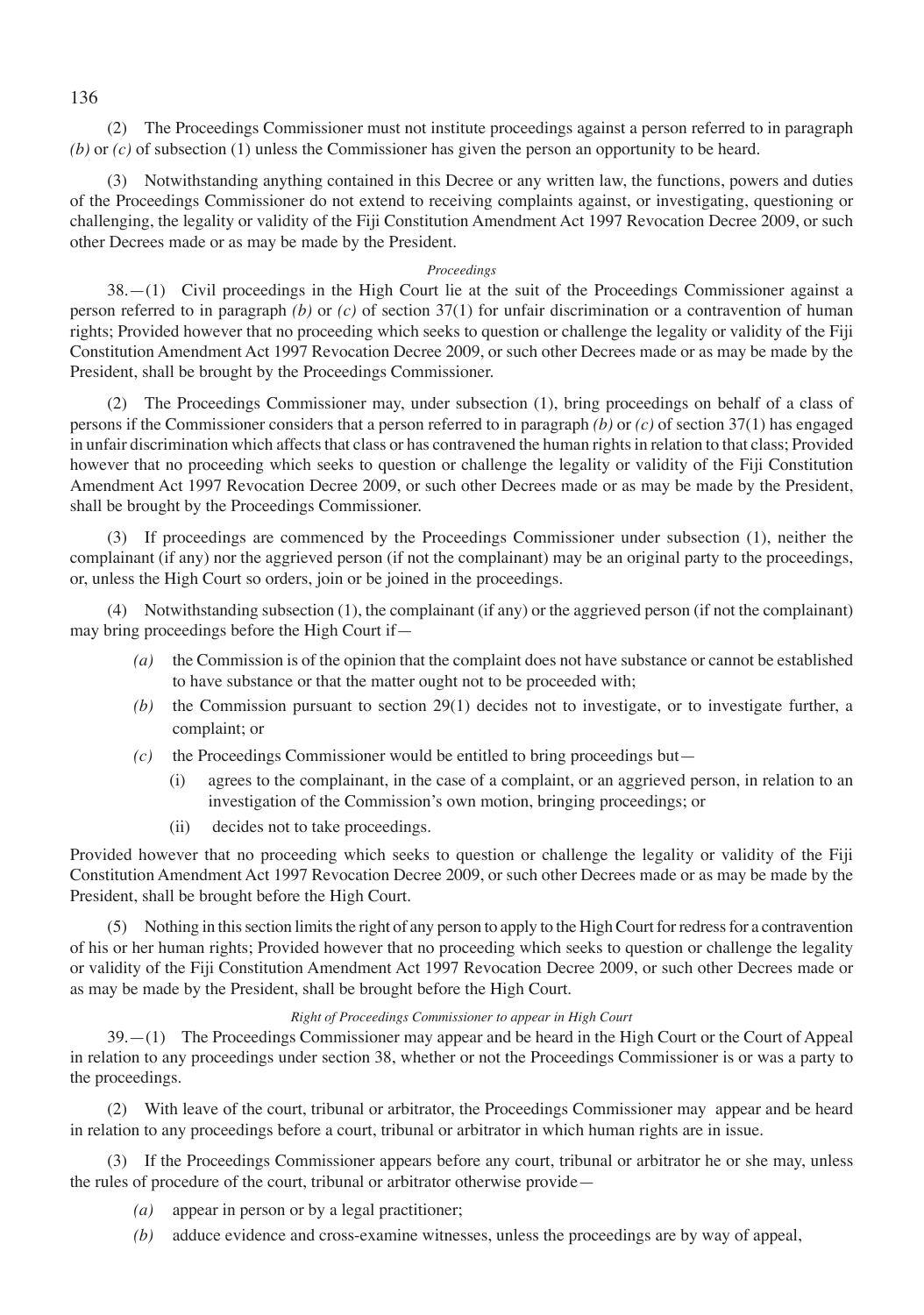(2) The Proceedings Commissioner must not institute proceedings against a person referred to in paragraph *(b)* or *(c)* of subsection (1) unless the Commissioner has given the person an opportunity to be heard.

(3) Notwithstanding anything contained in this Decree or any written law, the functions, powers and duties of the Proceedings Commissioner do not extend to receiving complaints against, or investigating, questioning or challenging, the legality or validity of the Fiji Constitution Amendment Act 1997 Revocation Decree 2009, or such other Decrees made or as may be made by the President.

*Proceedings*

38.—(1) Civil proceedings in the High Court lie at the suit of the Proceedings Commissioner against a person referred to in paragraph *(b)* or *(c)* of section 37(1) for unfair discrimination or a contravention of human rights; Provided however that no proceeding which seeks to question or challenge the legality or validity of the Fiji Constitution Amendment Act 1997 Revocation Decree 2009, or such other Decrees made or as may be made by the President, shall be brought by the Proceedings Commissioner.

(2) The Proceedings Commissioner may, under subsection (1), bring proceedings on behalf of a class of persons if the Commissioner considers that a person referred to in paragraph *(b)* or *(c)* of section 37(1) has engaged in unfair discrimination which affects that class or has contravened the human rights in relation to that class; Provided however that no proceeding which seeks to question or challenge the legality or validity of the Fiji Constitution Amendment Act 1997 Revocation Decree 2009, or such other Decrees made or as may be made by the President, shall be brought by the Proceedings Commissioner.

(3) If proceedings are commenced by the Proceedings Commissioner under subsection (1), neither the complainant (if any) nor the aggrieved person (if not the complainant) may be an original party to the proceedings, or, unless the High Court so orders, join or be joined in the proceedings.

(4) Notwithstanding subsection (1), the complainant (if any) or the aggrieved person (if not the complainant) may bring proceedings before the High Court if—

- *(a)* the Commission is of the opinion that the complaint does not have substance or cannot be established to have substance or that the matter ought not to be proceeded with;
- *(b)* the Commission pursuant to section 29(1) decides not to investigate, or to investigate further, a complaint; or
- *(c)* the Proceedings Commissioner would be entitled to bring proceedings but—
  - (i) agrees to the complainant, in the case of a complaint, or an aggrieved person, in relation to an investigation of the Commission's own motion, bringing proceedings; or
  - (ii) decides not to take proceedings.

Provided however that no proceeding which seeks to question or challenge the legality or validity of the Fiji Constitution Amendment Act 1997 Revocation Decree 2009, or such other Decrees made or as may be made by the President, shall be brought before the High Court.

(5) Nothing in this section limits the right of any person to apply to the High Court for redress for a contravention of his or her human rights; Provided however that no proceeding which seeks to question or challenge the legality or validity of the Fiji Constitution Amendment Act 1997 Revocation Decree 2009, or such other Decrees made or as may be made by the President, shall be brought before the High Court.

*Right of Proceedings Commissioner to appear in High Court*

39.—(1) The Proceedings Commissioner may appear and be heard in the High Court or the Court of Appeal in relation to any proceedings under section 38, whether or not the Proceedings Commissioner is or was a party to the proceedings.

(2) With leave of the court, tribunal or arbitrator, the Proceedings Commissioner may appear and be heard in relation to any proceedings before a court, tribunal or arbitrator in which human rights are in issue.

(3) If the Proceedings Commissioner appears before any court, tribunal or arbitrator he or she may, unless the rules of procedure of the court, tribunal or arbitrator otherwise provide—

- *(a)* appear in person or by a legal practitioner;
- *(b)* adduce evidence and cross-examine witnesses, unless the proceedings are by way of appeal,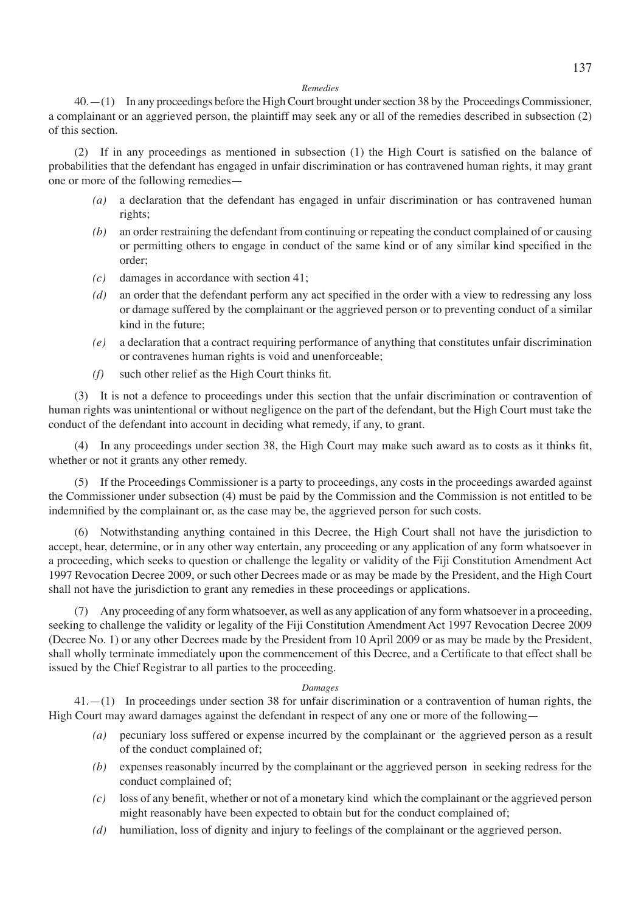*Remedies*

40.—(1) In any proceedings before the High Court brought under section 38 by the Proceedings Commissioner, a complainant or an aggrieved person, the plaintiff may seek any or all of the remedies described in subsection (2) of this section.

(2) If in any proceedings as mentioned in subsection (1) the High Court is satisfied on the balance of probabilities that the defendant has engaged in unfair discrimination or has contravened human rights, it may grant one or more of the following remedies—

*(a)* a declaration that the defendant has engaged in unfair discrimination or has contravened human rights;

*(b)* an order restraining the defendant from continuing or repeating the conduct complained of or causing or permitting others to engage in conduct of the same kind or of any similar kind specified in the order;

*(c)* damages in accordance with section 41;

*(d)* an order that the defendant perform any act specified in the order with a view to redressing any loss or damage suffered by the complainant or the aggrieved person or to preventing conduct of a similar kind in the future;

*(e)* a declaration that a contract requiring performance of anything that constitutes unfair discrimination or contravenes human rights is void and unenforceable;

*(f)* such other relief as the High Court thinks fit.

(3) It is not a defence to proceedings under this section that the unfair discrimination or contravention of human rights was unintentional or without negligence on the part of the defendant, but the High Court must take the conduct of the defendant into account in deciding what remedy, if any, to grant.

(4) In any proceedings under section 38, the High Court may make such award as to costs as it thinks fit, whether or not it grants any other remedy.

(5) If the Proceedings Commissioner is a party to proceedings, any costs in the proceedings awarded against the Commissioner under subsection (4) must be paid by the Commission and the Commission is not entitled to be indemnified by the complainant or, as the case may be, the aggrieved person for such costs.

(6) Notwithstanding anything contained in this Decree, the High Court shall not have the jurisdiction to accept, hear, determine, or in any other way entertain, any proceeding or any application of any form whatsoever in a proceeding, which seeks to question or challenge the legality or validity of the Fiji Constitution Amendment Act 1997 Revocation Decree 2009, or such other Decrees made or as may be made by the President, and the High Court shall not have the jurisdiction to grant any remedies in these proceedings or applications.

(7) Any proceeding of any form whatsoever, as well as any application of any form whatsoever in a proceeding, seeking to challenge the validity or legality of the Fiji Constitution Amendment Act 1997 Revocation Decree 2009 (Decree No. 1) or any other Decrees made by the President from 10 April 2009 or as may be made by the President, shall wholly terminate immediately upon the commencement of this Decree, and a Certificate to that effect shall be issued by the Chief Registrar to all parties to the proceeding.

*Damages*

41.—(1) In proceedings under section 38 for unfair discrimination or a contravention of human rights, the High Court may award damages against the defendant in respect of any one or more of the following—

*(a)* pecuniary loss suffered or expense incurred by the complainant or the aggrieved person as a result of the conduct complained of;

*(b)* expenses reasonably incurred by the complainant or the aggrieved person in seeking redress for the conduct complained of;

*(c)* loss of any benefit, whether or not of a monetary kind which the complainant or the aggrieved person might reasonably have been expected to obtain but for the conduct complained of;

*(d)* humiliation, loss of dignity and injury to feelings of the complainant or the aggrieved person.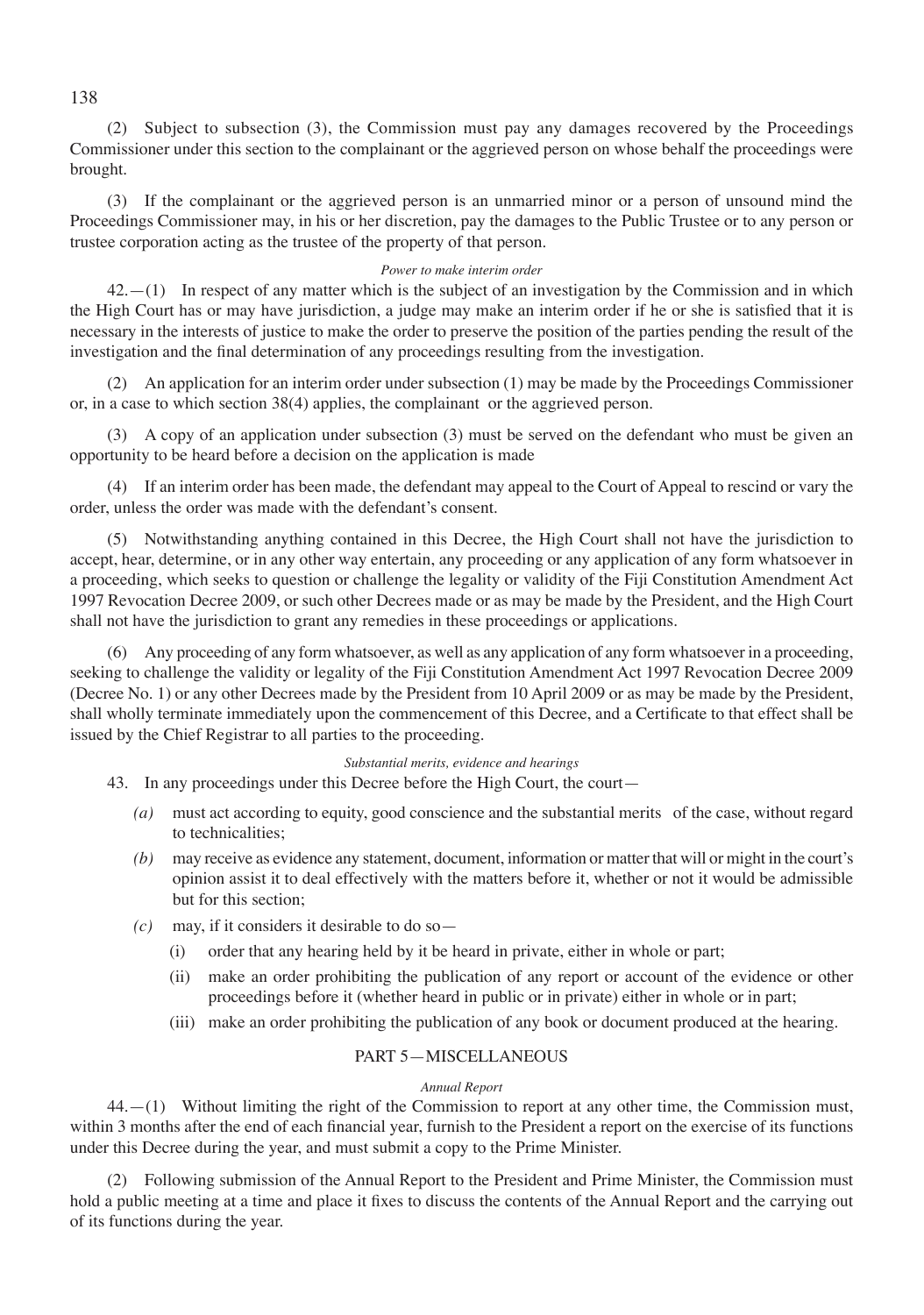(2) Subject to subsection (3), the Commission must pay any damages recovered by the Proceedings Commissioner under this section to the complainant or the aggrieved person on whose behalf the proceedings were brought.

(3) If the complainant or the aggrieved person is an unmarried minor or a person of unsound mind the Proceedings Commissioner may, in his or her discretion, pay the damages to the Public Trustee or to any person or trustee corporation acting as the trustee of the property of that person.

*Power to make interim order*

42.—(1) In respect of any matter which is the subject of an investigation by the Commission and in which the High Court has or may have jurisdiction, a judge may make an interim order if he or she is satisfied that it is necessary in the interests of justice to make the order to preserve the position of the parties pending the result of the investigation and the final determination of any proceedings resulting from the investigation.

(2) An application for an interim order under subsection (1) may be made by the Proceedings Commissioner or, in a case to which section 38(4) applies, the complainant or the aggrieved person.

(3) A copy of an application under subsection (3) must be served on the defendant who must be given an opportunity to be heard before a decision on the application is made

(4) If an interim order has been made, the defendant may appeal to the Court of Appeal to rescind or vary the order, unless the order was made with the defendant's consent.

(5) Notwithstanding anything contained in this Decree, the High Court shall not have the jurisdiction to accept, hear, determine, or in any other way entertain, any proceeding or any application of any form whatsoever in a proceeding, which seeks to question or challenge the legality or validity of the Fiji Constitution Amendment Act 1997 Revocation Decree 2009, or such other Decrees made or as may be made by the President, and the High Court shall not have the jurisdiction to grant any remedies in these proceedings or applications.

(6) Any proceeding of any form whatsoever, as well as any application of any form whatsoever in a proceeding, seeking to challenge the validity or legality of the Fiji Constitution Amendment Act 1997 Revocation Decree 2009 (Decree No. 1) or any other Decrees made by the President from 10 April 2009 or as may be made by the President, shall wholly terminate immediately upon the commencement of this Decree, and a Certificate to that effect shall be issued by the Chief Registrar to all parties to the proceeding.

*Substantial merits, evidence and hearings*

43. In any proceedings under this Decree before the High Court, the court—

*(a)* must act according to equity, good conscience and the substantial merits of the case, without regard to technicalities;

*(b)* may receive as evidence any statement, document, information or matter that will or might in the court's opinion assist it to deal effectively with the matters before it, whether or not it would be admissible but for this section;

*(c)* may, if it considers it desirable to do so—

(i) order that any hearing held by it be heard in private, either in whole or part;

(ii) make an order prohibiting the publication of any report or account of the evidence or other proceedings before it (whether heard in public or in private) either in whole or in part;

(iii) make an order prohibiting the publication of any book or document produced at the hearing.

## PART 5—MISCELLANEOUS

*Annual Report*

44.—(1) Without limiting the right of the Commission to report at any other time, the Commission must, within 3 months after the end of each financial year, furnish to the President a report on the exercise of its functions under this Decree during the year, and must submit a copy to the Prime Minister.

(2) Following submission of the Annual Report to the President and Prime Minister, the Commission must hold a public meeting at a time and place it fixes to discuss the contents of the Annual Report and the carrying out of its functions during the year.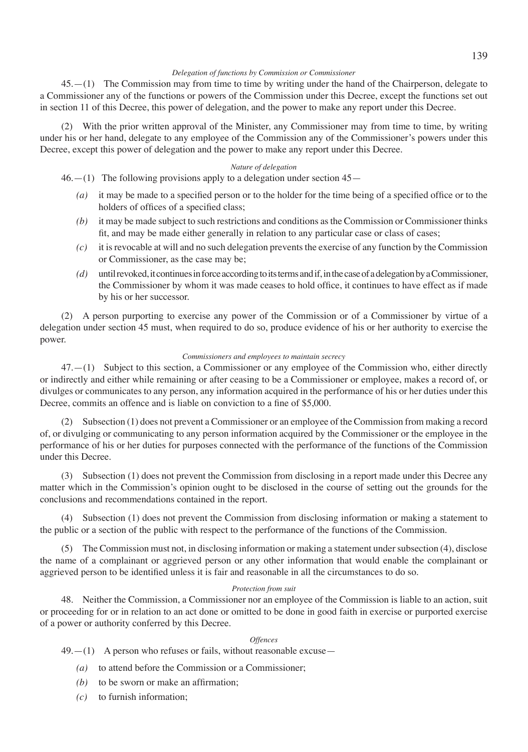*Delegation of functions by Commission or Commissioner*

45.—(1) The Commission may from time to time by writing under the hand of the Chairperson, delegate to a Commissioner any of the functions or powers of the Commission under this Decree, except the functions set out in section 11 of this Decree, this power of delegation, and the power to make any report under this Decree.

(2) With the prior written approval of the Minister, any Commissioner may from time to time, by writing under his or her hand, delegate to any employee of the Commission any of the Commissioner's powers under this Decree, except this power of delegation and the power to make any report under this Decree.

*Nature of delegation*

46.—(1) The following provisions apply to a delegation under section 45—

*(a)* it may be made to a specified person or to the holder for the time being of a specified office or to the holders of offices of a specified class;

*(b)* it may be made subject to such restrictions and conditions as the Commission or Commissioner thinks fit, and may be made either generally in relation to any particular case or class of cases;

*(c)* it is revocable at will and no such delegation prevents the exercise of any function by the Commission or Commissioner, as the case may be;

*(d)* until revoked, it continues in force according to its terms and if, in the case of a delegation by a Commissioner, the Commissioner by whom it was made ceases to hold office, it continues to have effect as if made by his or her successor.

(2) A person purporting to exercise any power of the Commission or of a Commissioner by virtue of a delegation under section 45 must, when required to do so, produce evidence of his or her authority to exercise the power.

*Commissioners and employees to maintain secrecy*

47.—(1) Subject to this section, a Commissioner or any employee of the Commission who, either directly or indirectly and either while remaining or after ceasing to be a Commissioner or employee, makes a record of, or divulges or communicates to any person, any information acquired in the performance of his or her duties under this Decree, commits an offence and is liable on conviction to a fine of $5,000.

(2) Subsection (1) does not prevent a Commissioner or an employee of the Commission from making a record of, or divulging or communicating to any person information acquired by the Commissioner or the employee in the performance of his or her duties for purposes connected with the performance of the functions of the Commission under this Decree.

(3) Subsection (1) does not prevent the Commission from disclosing in a report made under this Decree any matter which in the Commission's opinion ought to be disclosed in the course of setting out the grounds for the conclusions and recommendations contained in the report.

(4) Subsection (1) does not prevent the Commission from disclosing information or making a statement to the public or a section of the public with respect to the performance of the functions of the Commission.

(5) The Commission must not, in disclosing information or making a statement under subsection (4), disclose the name of a complainant or aggrieved person or any other information that would enable the complainant or aggrieved person to be identified unless it is fair and reasonable in all the circumstances to do so.

*Protection from suit*

48. Neither the Commission, a Commissioner nor an employee of the Commission is liable to an action, suit or proceeding for or in relation to an act done or omitted to be done in good faith in exercise or purported exercise of a power or authority conferred by this Decree.

*Offences*

49.—(1) A person who refuses or fails, without reasonable excuse—

*(a)* to attend before the Commission or a Commissioner;

*(b)* to be sworn or make an affirmation;

*(c)* to furnish information;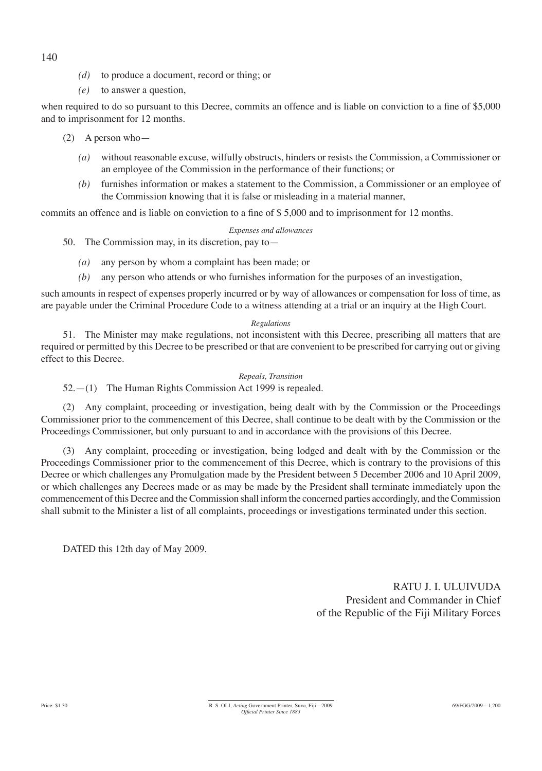*(d)* to produce a document, record or thing; or

*(e)* to answer a question,

when required to do so pursuant to this Decree, commits an offence and is liable on conviction to a fine of $5,000 and to imprisonment for 12 months.

(2) A person who—

*(a)* without reasonable excuse, wilfully obstructs, hinders or resists the Commission, a Commissioner or an employee of the Commission in the performance of their functions; or

*(b)* furnishes information or makes a statement to the Commission, a Commissioner or an employee of the Commission knowing that it is false or misleading in a material manner,

commits an offence and is liable on conviction to a fine of $ 5,000 and to imprisonment for 12 months.

*Expenses and allowances*

50. The Commission may, in its discretion, pay to—

*(a)* any person by whom a complaint has been made; or

*(b)* any person who attends or who furnishes information for the purposes of an investigation,

such amounts in respect of expenses properly incurred or by way of allowances or compensation for loss of time, as are payable under the Criminal Procedure Code to a witness attending at a trial or an inquiry at the High Court.

*Regulations*

51. The Minister may make regulations, not inconsistent with this Decree, prescribing all matters that are required or permitted by this Decree to be prescribed or that are convenient to be prescribed for carrying out or giving effect to this Decree.

*Repeals, Transition*

52.—(1) The Human Rights Commission Act 1999 is repealed.

(2) Any complaint, proceeding or investigation, being dealt with by the Commission or the Proceedings Commissioner prior to the commencement of this Decree, shall continue to be dealt with by the Commission or the Proceedings Commissioner, but only pursuant to and in accordance with the provisions of this Decree.

(3) Any complaint, proceeding or investigation, being lodged and dealt with by the Commission or the Proceedings Commissioner prior to the commencement of this Decree, which is contrary to the provisions of this Decree or which challenges any Promulgation made by the President between 5 December 2006 and 10 April 2009, or which challenges any Decrees made or as may be made by the President shall terminate immediately upon the commencement of this Decree and the Commission shall inform the concerned parties accordingly, and the Commission shall submit to the Minister a list of all complaints, proceedings or investigations terminated under this section.

DATED this 12th day of May 2009.

RATU J. I. ULUIVUDA
President and Commander in Chief
of the Republic of the Fiji Military Forces

Price: $1.30

R. S. OLI, *Acting* Government Printer, Suva, Fiji—2009
*Official Printer Since 1883*

69/FGG/2009—1,200